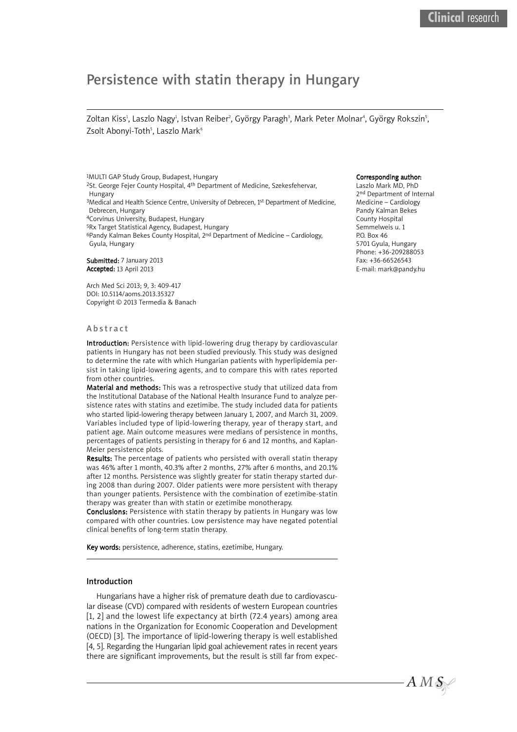Clinical research

# Persistence with statin therapy in Hungary

Zoltan Kiss[1], Laszlo Nagy[1], Istvan Reiber[2], György Paragh[3], Mark Peter Molnar[4], György Rokszin[5], Zsolt Abonyi-Toth[5], Laszlo Mark[6]

[1]MULTI GAP Study Group, Budapest, Hungary
[2]St. George Fejer County Hospital, 4th Department of Medicine, Szekesfehervar, Hungary
[3]Medical and Health Science Centre, University of Debrecen, 1st Department of Medicine, Debrecen, Hungary
[4]Corvinus University, Budapest, Hungary
[5]Rx Target Statistical Agency, Budapest, Hungary
[6]Pandy Kalman Bekes County Hospital, 2nd Department of Medicine – Cardiology, Gyula, Hungary

**Submitted:** 7 January 2013
**Accepted:** 13 April 2013

Arch Med Sci 2013; 9, 3: 409-417
DOI: 10.5114/aoms.2013.35327
Copyright © 2013 Termedia & Banach

**Corresponding author:**
Laszlo Mark MD, PhD
2nd Department of Internal Medicine – Cardiology
Pandy Kalman Bekes County Hospital
Semmelweis u. 1
P.O. Box 46
5701 Gyula, Hungary
Phone: +36-209288053
Fax: +36-66526543
E-mail: mark@pandy.hu

## Abstract

**Introduction:** Persistence with lipid-lowering drug therapy by cardiovascular patients in Hungary has not been studied previously. This study was designed to determine the rate with which Hungarian patients with hyperlipidemia persist in taking lipid-lowering agents, and to compare this with rates reported from other countries.

**Material and methods:** This was a retrospective study that utilized data from the Institutional Database of the National Health Insurance Fund to analyze persistence rates with statins and ezetimibe. The study included data for patients who started lipid-lowering therapy between January 1, 2007, and March 31, 2009. Variables included type of lipid-lowering therapy, year of therapy start, and patient age. Main outcome measures were medians of persistence in months, percentages of patients persisting in therapy for 6 and 12 months, and Kaplan-Meier persistence plots.

**Results:** The percentage of patients who persisted with overall statin therapy was 46% after 1 month, 40.3% after 2 months, 27% after 6 months, and 20.1% after 12 months. Persistence was slightly greater for statin therapy started during 2008 than during 2007. Older patients were more persistent with therapy than younger patients. Persistence with the combination of ezetimibe-statin therapy was greater than with statin or ezetimibe monotherapy.

**Conclusions:** Persistence with statin therapy by patients in Hungary was low compared with other countries. Low persistence may have negated potential clinical benefits of long-term statin therapy.

**Key words:** persistence, adherence, statins, ezetimibe, Hungary.

## Introduction

Hungarians have a higher risk of premature death due to cardiovascular disease (CVD) compared with residents of western European countries [1, 2] and the lowest life expectancy at birth (72.4 years) among area nations in the Organization for Economic Cooperation and Development (OECD) [3]. The importance of lipid-lowering therapy is well established [4, 5]. Regarding the Hungarian lipid goal achievement rates in recent years there are significant improvements, but the result is still far from expec-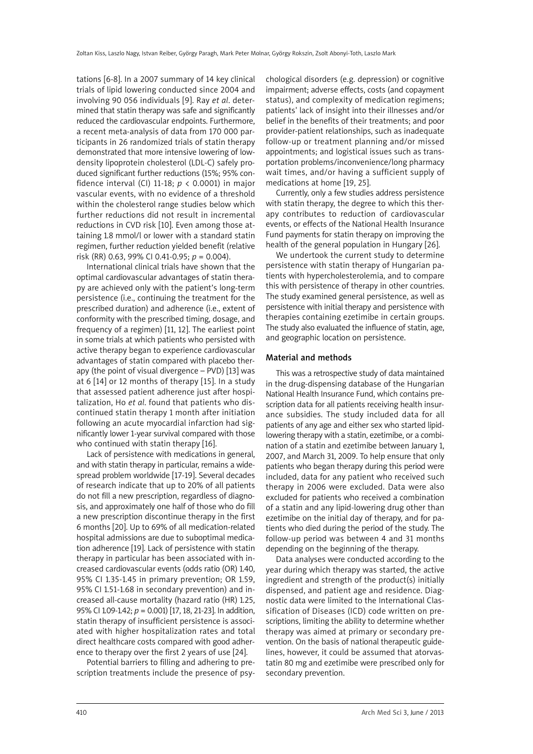tations [6-8]. In a 2007 summary of 14 key clinical trials of lipid lowering conducted since 2004 and involving 90 056 individuals [9]. Ray *et al*. determined that statin therapy was safe and significantly reduced the cardiovascular endpoints. Furthermore, a recent meta-analysis of data from 170 000 participants in 26 randomized trials of statin therapy demonstrated that more intensive lowering of low-density lipoprotein cholesterol (LDL-C) safely produced significant further reductions (15%; 95% confidence interval (CI) 11-18; $p < 0.0001$) in major vascular events, with no evidence of a threshold within the cholesterol range studies below which further reductions did not result in incremental reductions in CVD risk [10]. Even among those attaining 1.8 mmol/l or lower with a standard statin regimen, further reduction yielded benefit (relative risk (RR) 0.63, 99% CI 0.41-0.95; $p = 0.004$).

International clinical trials have shown that the optimal cardiovascular advantages of statin therapy are achieved only with the patient's long-term persistence (i.e., continuing the treatment for the prescribed duration) and adherence (i.e., extent of conformity with the prescribed timing, dosage, and frequency of a regimen) [11, 12]. The earliest point in some trials at which patients who persisted with active therapy began to experience cardiovascular advantages of statin compared with placebo therapy (the point of visual divergence – PVD) [13] was at 6 [14] or 12 months of therapy [15]. In a study that assessed patient adherence just after hospitalization, Ho *et al*. found that patients who discontinued statin therapy 1 month after initiation following an acute myocardial infarction had significantly lower 1-year survival compared with those who continued with statin therapy [16].

Lack of persistence with medications in general, and with statin therapy in particular, remains a widespread problem worldwide [17-19]. Several decades of research indicate that up to 20% of all patients do not fill a new prescription, regardless of diagnosis, and approximately one half of those who do fill a new prescription discontinue therapy in the first 6 months [20]. Up to 69% of all medication-related hospital admissions are due to suboptimal medication adherence [19]. Lack of persistence with statin therapy in particular has been associated with increased cardiovascular events (odds ratio (OR) 1.40, 95% CI 1.35-1.45 in primary prevention; OR 1.59, 95% CI 1.51-1.68 in secondary prevention) and increased all-cause mortality (hazard ratio (HR) 1.25, 95% CI 1.09-1.42; $p = 0.001$) [17, 18, 21-23]. In addition, statin therapy of insufficient persistence is associated with higher hospitalization rates and total direct healthcare costs compared with good adherence to therapy over the first 2 years of use [24].

Potential barriers to filling and adhering to prescription treatments include the presence of psychological disorders (e.g. depression) or cognitive impairment; adverse effects, costs (and copayment status), and complexity of medication regimens; patients' lack of insight into their illnesses and/or belief in the benefits of their treatments; and poor provider-patient relationships, such as inadequate follow-up or treatment planning and/or missed appointments; and logistical issues such as transportation problems/inconvenience/long pharmacy wait times, and/or having a sufficient supply of medications at home [19, 25].

Currently, only a few studies address persistence with statin therapy, the degree to which this therapy contributes to reduction of cardiovascular events, or effects of the National Health Insurance Fund payments for statin therapy on improving the health of the general population in Hungary [26].

We undertook the current study to determine persistence with statin therapy of Hungarian patients with hypercholesterolemia, and to compare this with persistence of therapy in other countries. The study examined general persistence, as well as persistence with initial therapy and persistence with therapies containing ezetimibe in certain groups. The study also evaluated the influence of statin, age, and geographic location on persistence.

## Material and methods

This was a retrospective study of data maintained in the drug-dispensing database of the Hungarian National Health Insurance Fund, which contains prescription data for all patients receiving health insurance subsidies. The study included data for all patients of any age and either sex who started lipid-lowering therapy with a statin, ezetimibe, or a combination of a statin and ezetimibe between January 1, 2007, and March 31, 2009. To help ensure that only patients who began therapy during this period were included, data for any patient who received such therapy in 2006 were excluded. Data were also excluded for patients who received a combination of a statin and any lipid-lowering drug other than ezetimibe on the initial day of therapy, and for patients who died during the period of the study. The follow-up period was between 4 and 31 months depending on the beginning of the therapy.

Data analyses were conducted according to the year during which therapy was started, the active ingredient and strength of the product(s) initially dispensed, and patient age and residence. Diagnostic data were limited to the International Classification of Diseases (ICD) code written on prescriptions, limiting the ability to determine whether therapy was aimed at primary or secondary prevention. On the basis of national therapeutic guidelines, however, it could be assumed that atorvastatin 80 mg and ezetimibe were prescribed only for secondary prevention.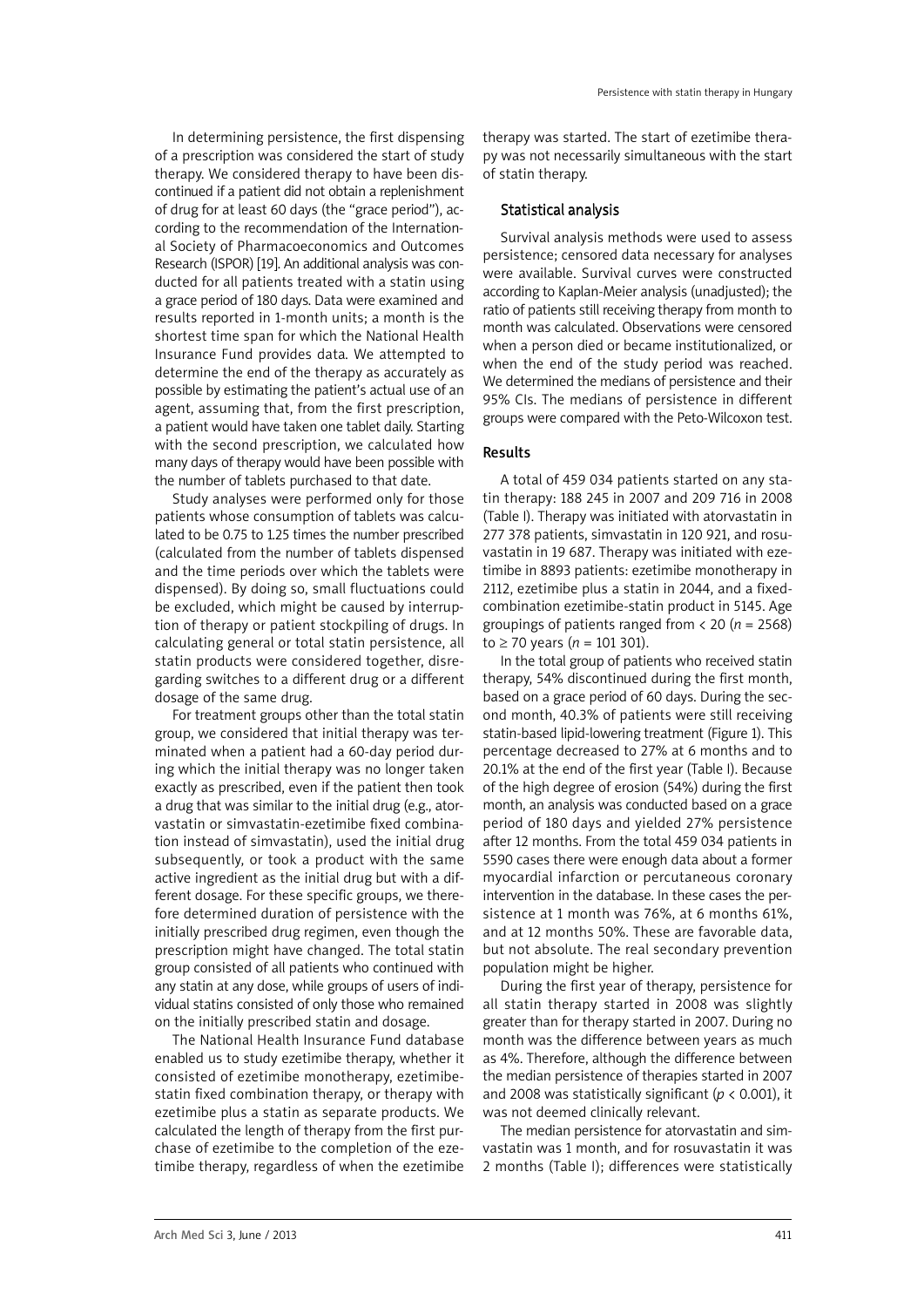In determining persistence, the first dispensing of a prescription was considered the start of study therapy. We considered therapy to have been discontinued if a patient did not obtain a replenishment of drug for at least 60 days (the "grace period"), according to the recommendation of the International Society of Pharmacoeconomics and Outcomes Research (ISPOR) [19]. An additional analysis was conducted for all patients treated with a statin using a grace period of 180 days. Data were examined and results reported in 1-month units; a month is the shortest time span for which the National Health Insurance Fund provides data. We attempted to determine the end of the therapy as accurately as possible by estimating the patient's actual use of an agent, assuming that, from the first prescription, a patient would have taken one tablet daily. Starting with the second prescription, we calculated how many days of therapy would have been possible with the number of tablets purchased to that date.

Study analyses were performed only for those patients whose consumption of tablets was calculated to be 0.75 to 1.25 times the number prescribed (calculated from the number of tablets dispensed and the time periods over which the tablets were dispensed). By doing so, small fluctuations could be excluded, which might be caused by interruption of therapy or patient stockpiling of drugs. In calculating general or total statin persistence, all statin products were considered together, disregarding switches to a different drug or a different dosage of the same drug.

For treatment groups other than the total statin group, we considered that initial therapy was terminated when a patient had a 60-day period during which the initial therapy was no longer taken exactly as prescribed, even if the patient then took a drug that was similar to the initial drug (e.g., atorvastatin or simvastatin-ezetimibe fixed combination instead of simvastatin), used the initial drug subsequently, or took a product with the same active ingredient as the initial drug but with a different dosage. For these specific groups, we therefore determined duration of persistence with the initially prescribed drug regimen, even though the prescription might have changed. The total statin group consisted of all patients who continued with any statin at any dose, while groups of users of individual statins consisted of only those who remained on the initially prescribed statin and dosage.

The National Health Insurance Fund database enabled us to study ezetimibe therapy, whether it consisted of ezetimibe monotherapy, ezetimibe-statin fixed combination therapy, or therapy with ezetimibe plus a statin as separate products. We calculated the length of therapy from the first purchase of ezetimibe to the completion of the ezetimibe therapy, regardless of when the ezetimibe therapy was started. The start of ezetimibe therapy was not necessarily simultaneous with the start of statin therapy.

### Statistical analysis

Survival analysis methods were used to assess persistence; censored data necessary for analyses were available. Survival curves were constructed according to Kaplan-Meier analysis (unadjusted); the ratio of patients still receiving therapy from month to month was calculated. Observations were censored when a person died or became institutionalized, or when the end of the study period was reached. We determined the medians of persistence and their 95% CIs. The medians of persistence in different groups were compared with the Peto-Wilcoxon test.

## Results

A total of 459 034 patients started on any statin therapy: 188 245 in 2007 and 209 716 in 2008 (Table I). Therapy was initiated with atorvastatin in 277 378 patients, simvastatin in 120 921, and rosuvastatin in 19 687. Therapy was initiated with ezetimibe in 8893 patients: ezetimibe monotherapy in 2112, ezetimibe plus a statin in 2044, and a fixed-combination ezetimibe-statin product in 5145. Age groupings of patients ranged from < 20 (*n* = 2568) to ≥ 70 years (*n* = 101 301).

In the total group of patients who received statin therapy, 54% discontinued during the first month, based on a grace period of 60 days. During the second month, 40.3% of patients were still receiving statin-based lipid-lowering treatment (Figure 1). This percentage decreased to 27% at 6 months and to 20.1% at the end of the first year (Table I). Because of the high degree of erosion (54%) during the first month, an analysis was conducted based on a grace period of 180 days and yielded 27% persistence after 12 months. From the total 459 034 patients in 5590 cases there were enough data about a former myocardial infarction or percutaneous coronary intervention in the database. In these cases the persistence at 1 month was 76%, at 6 months 61%, and at 12 months 50%. These are favorable data, but not absolute. The real secondary prevention population might be higher.

During the first year of therapy, persistence for all statin therapy started in 2008 was slightly greater than for therapy started in 2007. During no month was the difference between years as much as 4%. Therefore, although the difference between the median persistence of therapies started in 2007 and 2008 was statistically significant ($p < 0.001$), it was not deemed clinically relevant.

The median persistence for atorvastatin and simvastatin was 1 month, and for rosuvastatin it was 2 months (Table I); differences were statistically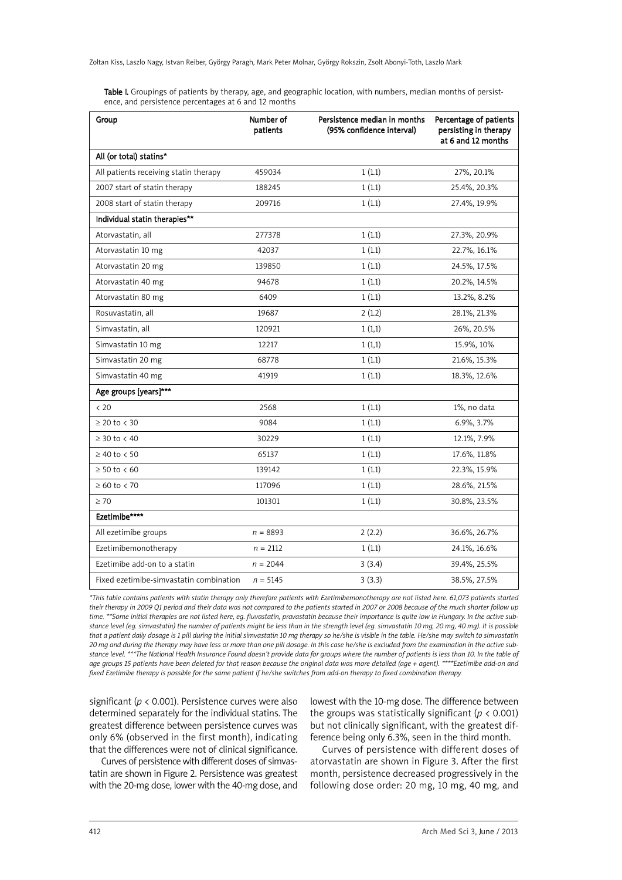**Table I.** Groupings of patients by therapy, age, and geographic location, with numbers, median months of persistence, and persistence percentages at 6 and 12 months

| Group | Number of patients | Persistence median in months (95% confidence interval) | Percentage of patients persisting in therapy at 6 and 12 months |
|---|---|---|---|
| **All (or total) statins*** | | | |
| All patients receiving statin therapy | 459034 | 1 (1.1) | 27%, 20.1% |
| 2007 start of statin therapy | 188245 | 1 (1.1) | 25.4%, 20.3% |
| 2008 start of statin therapy | 209716 | 1 (1.1) | 27.4%, 19.9% |
| **Individual statin therapies**** | | | |
| Atorvastatin, all | 277378 | 1 (1.1) | 27.3%, 20.9% |
| Atorvastatin 10 mg | 42037 | 1 (1.1) | 22.7%, 16.1% |
| Atorvastatin 20 mg | 139850 | 1 (1.1) | 24.5%, 17.5% |
| Atorvastatin 40 mg | 94678 | 1 (1.1) | 20.2%, 14.5% |
| Atorvastatin 80 mg | 6409 | 1 (1.1) | 13.2%, 8.2% |
| Rosuvastatin, all | 19687 | 2 (1.2) | 28.1%, 21.3% |
| Simvastatin, all | 120921 | 1 (1,1) | 26%, 20.5% |
| Simvastatin 10 mg | 12217 | 1 (1,1) | 15.9%, 10% |
| Simvastatin 20 mg | 68778 | 1 (1.1) | 21.6%, 15.3% |
| Simvastatin 40 mg | 41919 | 1 (1.1) | 18.3%, 12.6% |
| **Age groups [years]***** | | | |
| < 20 | 2568 | 1 (1.1) | 1%, no data |
| ≥ 20 to < 30 | 9084 | 1 (1.1) | 6.9%, 3.7% |
| ≥ 30 to < 40 | 30229 | 1 (1.1) | 12.1%, 7.9% |
| ≥ 40 to < 50 | 65137 | 1 (1.1) | 17.6%, 11.8% |
| ≥ 50 to < 60 | 139142 | 1 (1.1) | 22.3%, 15.9% |
| ≥ 60 to < 70 | 117096 | 1 (1.1) | 28.6%, 21.5% |
| ≥ 70 | 101301 | 1 (1.1) | 30.8%, 23.5% |
| **Ezetimibe****** | | | |
| All ezetimibe groups | $n$ = 8893 | 2 (2.2) | 36.6%, 26.7% |
| Ezetimibemonotherapy | $n$ = 2112 | 1 (1.1) | 24.1%, 16.6% |
| Ezetimibe add-on to a statin | $n$ = 2044 | 3 (3.4) | 39.4%, 25.5% |
| Fixed ezetimibe-simvastatin combination | $n$ = 5145 | 3 (3.3) | 38.5%, 27.5% |

*\*This table contains patients with statin therapy only therefore patients with Ezetimibemonotherapy are not listed here. 61,073 patients started their therapy in 2009 Q1 period and their data was not compared to the patients started in 2007 or 2008 because of the much shorter follow up time. \*\*Some initial therapies are not listed here, eg. fluvastatin, pravastatin because their importance is quite low in Hungary. In the active substance level (eg. simvastatin) the number of patients might be less than in the strength level (eg. simvastatin 10 mg, 20 mg, 40 mg). It is possible that a patient daily dosage is 1 pill during the initial simvastatin 10 mg therapy so he/she is visible in the table. He/she may switch to simvastatin 20 mg and during the therapy may have less or more than one pill dosage. In this case he/she is excluded from the examination in the active substance level. \*\*\*The National Health Insurance Found doesn't provide data for groups where the number of patients is less than 10. In the table of age groups 15 patients have been deleted for that reason because the original data was more detailed (age + agent). \*\*\*\*Ezetimibe add-on and fixed Ezetimibe therapy is possible for the same patient if he/she switches from add-on therapy to fixed combination therapy.*

significant ($p < 0.001$). Persistence curves were also determined separately for the individual statins. The greatest difference between persistence curves was only 6% (observed in the first month), indicating that the differences were not of clinical significance.

Curves of persistence with different doses of simvastatin are shown in Figure 2. Persistence was greatest with the 20-mg dose, lower with the 40-mg dose, and lowest with the 10-mg dose. The difference between the groups was statistically significant ($p < 0.001$) but not clinically significant, with the greatest difference being only 6.3%, seen in the third month.

Curves of persistence with different doses of atorvastatin are shown in Figure 3. After the first month, persistence decreased progressively in the following dose order: 20 mg, 10 mg, 40 mg, and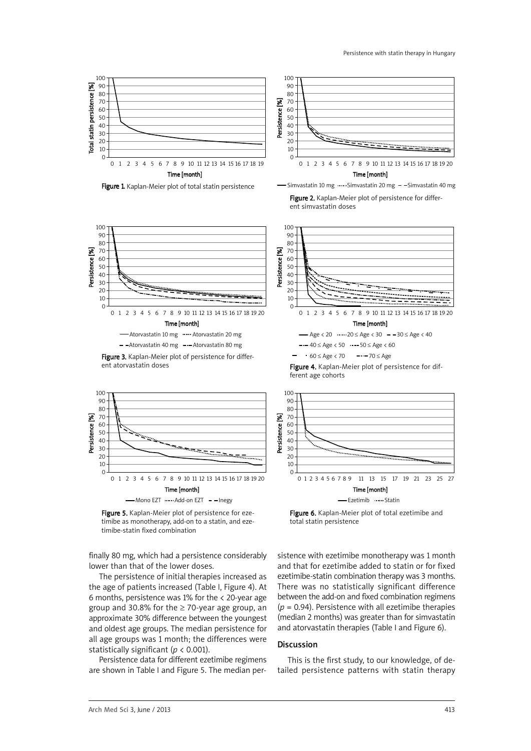Figure 1. Kaplan-Meier plot of total statin persistence

Figure 2. Kaplan-Meier plot of persistence for different simvastatin doses

Figure 3. Kaplan-Meier plot of persistence for different atorvastatin doses

Figure 4. Kaplan-Meier plot of persistence for different age cohorts

Figure 5. Kaplan-Meier plot of persistence for ezetimibe as monotherapy, add-on to a statin, and ezetimibe-statin fixed combination

Figure 6. Kaplan-Meier plot of total ezetimibe and total statin persistence

finally 80 mg, which had a persistence considerably lower than that of the lower doses.

The persistence of initial therapies increased as the age of patients increased (Table I, Figure 4). At 6 months, persistence was 1% for the < 20-year age group and 30.8% for the ≥ 70-year age group, an approximate 30% difference between the youngest and oldest age groups. The median persistence for all age groups was 1 month; the differences were statistically significant ($p < 0.001$).

Persistence data for different ezetimibe regimens are shown in Table I and Figure 5. The median persistence with ezetimibe monotherapy was 1 month and that for ezetimibe added to statin or for fixed ezetimibe-statin combination therapy was 3 months. There was no statistically significant difference between the add-on and fixed combination regimens ($p = 0.94$). Persistence with all ezetimibe therapies (median 2 months) was greater than for simvastatin and atorvastatin therapies (Table I and Figure 6).

## Discussion

This is the first study, to our knowledge, of detailed persistence patterns with statin therapy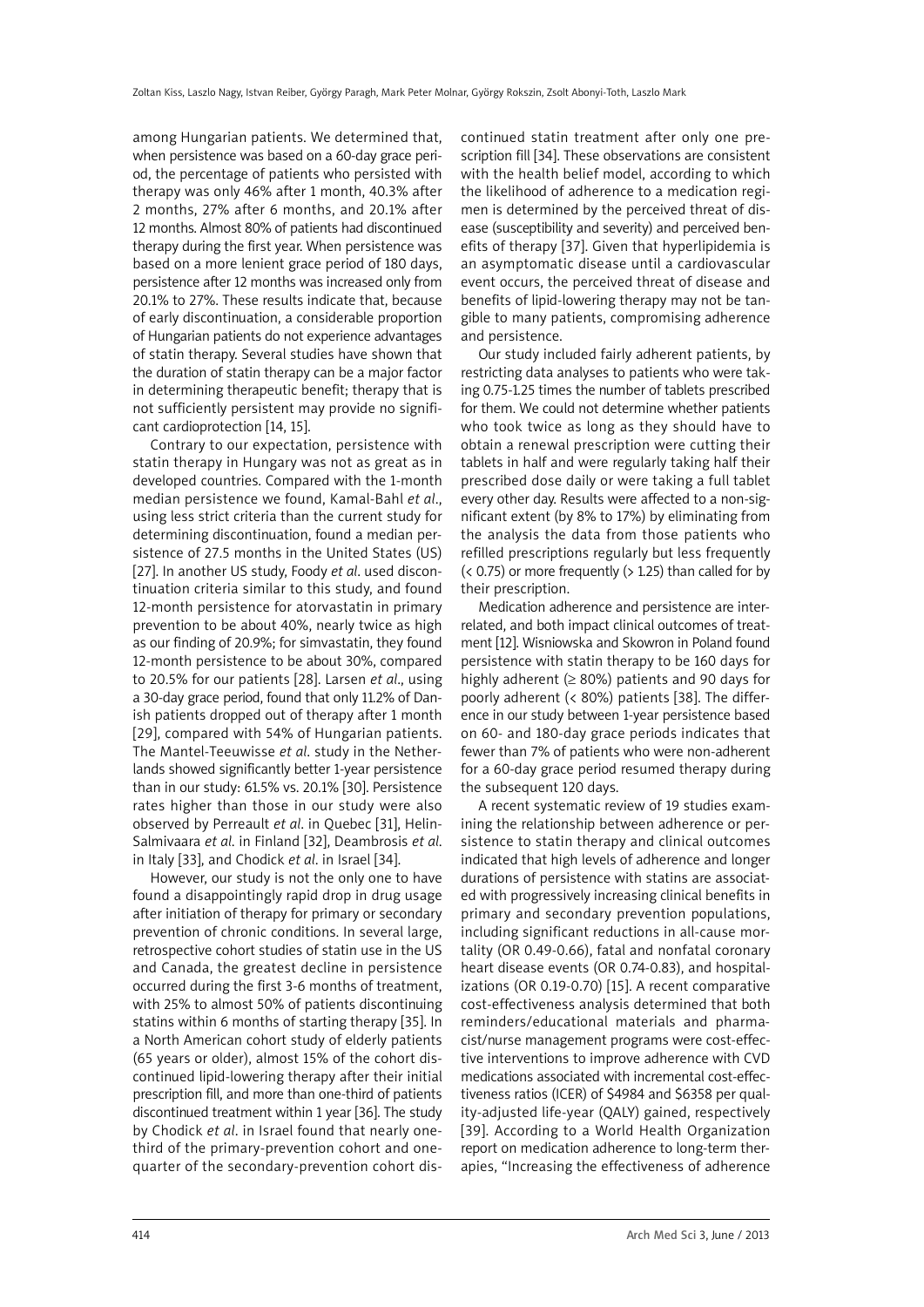among Hungarian patients. We determined that, when persistence was based on a 60-day grace period, the percentage of patients who persisted with therapy was only 46% after 1 month, 40.3% after 2 months, 27% after 6 months, and 20.1% after 12 months. Almost 80% of patients had discontinued therapy during the first year. When persistence was based on a more lenient grace period of 180 days, persistence after 12 months was increased only from 20.1% to 27%. These results indicate that, because of early discontinuation, a considerable proportion of Hungarian patients do not experience advantages of statin therapy. Several studies have shown that the duration of statin therapy can be a major factor in determining therapeutic benefit; therapy that is not sufficiently persistent may provide no significant cardioprotection [14, 15].

Contrary to our expectation, persistence with statin therapy in Hungary was not as great as in developed countries. Compared with the 1-month median persistence we found, Kamal-Bahl *et al*., using less strict criteria than the current study for determining discontinuation, found a median persistence of 27.5 months in the United States (US) [27]. In another US study, Foody *et al*. used discontinuation criteria similar to this study, and found 12-month persistence for atorvastatin in primary prevention to be about 40%, nearly twice as high as our finding of 20.9%; for simvastatin, they found 12-month persistence to be about 30%, compared to 20.5% for our patients [28]. Larsen *et al*., using a 30-day grace period, found that only 11.2% of Danish patients dropped out of therapy after 1 month [29], compared with 54% of Hungarian patients. The Mantel-Teeuwisse *et al*. study in the Netherlands showed significantly better 1-year persistence than in our study: 61.5% vs. 20.1% [30]. Persistence rates higher than those in our study were also observed by Perreault *et al*. in Quebec [31], Helin-Salmivaara *et al*. in Finland [32], Deambrosis *et al*. in Italy [33], and Chodick *et al*. in Israel [34].

However, our study is not the only one to have found a disappointingly rapid drop in drug usage after initiation of therapy for primary or secondary prevention of chronic conditions. In several large, retrospective cohort studies of statin use in the US and Canada, the greatest decline in persistence occurred during the first 3-6 months of treatment, with 25% to almost 50% of patients discontinuing statins within 6 months of starting therapy [35]. In a North American cohort study of elderly patients (65 years or older), almost 15% of the cohort discontinued lipid-lowering therapy after their initial prescription fill, and more than one-third of patients discontinued treatment within 1 year [36]. The study by Chodick *et al*. in Israel found that nearly one-third of the primary-prevention cohort and one-quarter of the secondary-prevention cohort discontinued statin treatment after only one prescription fill [34]. These observations are consistent with the health belief model, according to which the likelihood of adherence to a medication regimen is determined by the perceived threat of disease (susceptibility and severity) and perceived benefits of therapy [37]. Given that hyperlipidemia is an asymptomatic disease until a cardiovascular event occurs, the perceived threat of disease and benefits of lipid-lowering therapy may not be tangible to many patients, compromising adherence and persistence.

Our study included fairly adherent patients, by restricting data analyses to patients who were taking 0.75-1.25 times the number of tablets prescribed for them. We could not determine whether patients who took twice as long as they should have to obtain a renewal prescription were cutting their tablets in half and were regularly taking half their prescribed dose daily or were taking a full tablet every other day. Results were affected to a non-significant extent (by 8% to 17%) by eliminating from the analysis the data from those patients who refilled prescriptions regularly but less frequently (< 0.75) or more frequently (> 1.25) than called for by their prescription.

Medication adherence and persistence are interrelated, and both impact clinical outcomes of treatment [12]. Wisniowska and Skowron in Poland found persistence with statin therapy to be 160 days for highly adherent (≥ 80%) patients and 90 days for poorly adherent (< 80%) patients [38]. The difference in our study between 1-year persistence based on 60- and 180-day grace periods indicates that fewer than 7% of patients who were non-adherent for a 60-day grace period resumed therapy during the subsequent 120 days.

A recent systematic review of 19 studies examining the relationship between adherence or persistence to statin therapy and clinical outcomes indicated that high levels of adherence and longer durations of persistence with statins are associated with progressively increasing clinical benefits in primary and secondary prevention populations, including significant reductions in all-cause mortality (OR 0.49-0.66), fatal and nonfatal coronary heart disease events (OR 0.74-0.83), and hospitalizations (OR 0.19-0.70) [15]. A recent comparative cost-effectiveness analysis determined that both reminders/educational materials and pharmacist/nurse management programs were cost-effective interventions to improve adherence with CVD medications associated with incremental cost-effectiveness ratios (ICER) of $4984 and $6358 per quality-adjusted life-year (QALY) gained, respectively [39]. According to a World Health Organization report on medication adherence to long-term therapies, "Increasing the effectiveness of adherence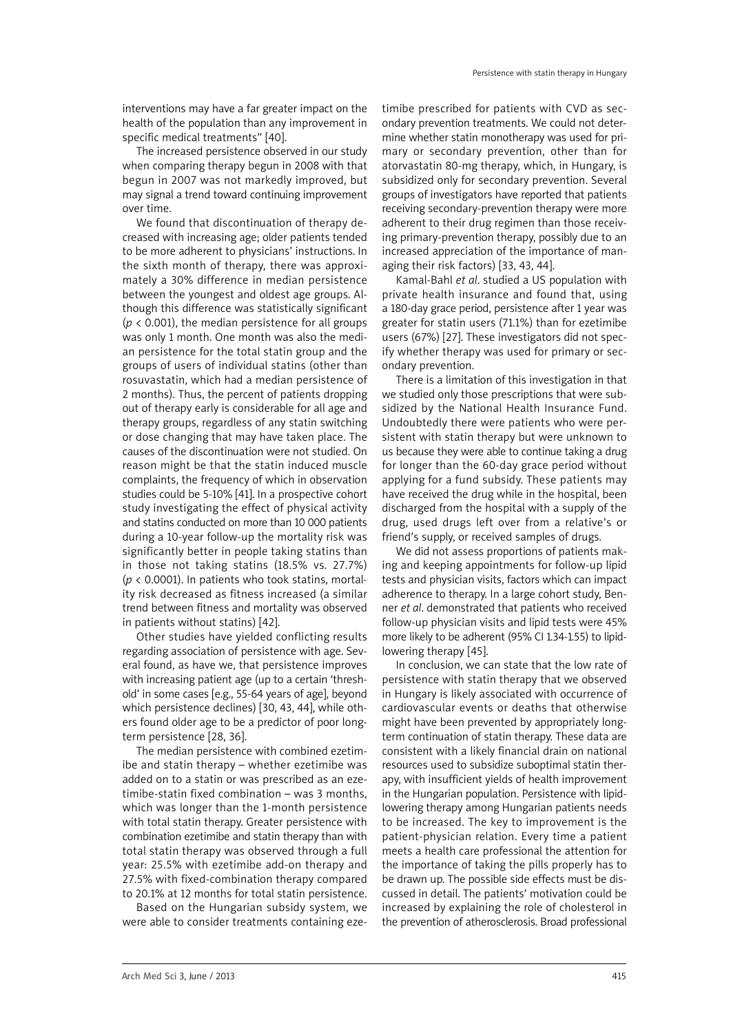interventions may have a far greater impact on the health of the population than any improvement in specific medical treatments" [40].

The increased persistence observed in our study when comparing therapy begun in 2008 with that begun in 2007 was not markedly improved, but may signal a trend toward continuing improvement over time.

We found that discontinuation of therapy decreased with increasing age; older patients tended to be more adherent to physicians' instructions. In the sixth month of therapy, there was approximately a 30% difference in median persistence between the youngest and oldest age groups. Although this difference was statistically significant ($p < 0.001$), the median persistence for all groups was only 1 month. One month was also the median persistence for the total statin group and the groups of users of individual statins (other than rosuvastatin, which had a median persistence of 2 months). Thus, the percent of patients dropping out of therapy early is considerable for all age and therapy groups, regardless of any statin switching or dose changing that may have taken place. The causes of the discontinuation were not studied. On reason might be that the statin induced muscle complaints, the frequency of which in observation studies could be 5-10% [41]. In a prospective cohort study investigating the effect of physical activity and statins conducted on more than 10 000 patients during a 10-year follow-up the mortality risk was significantly better in people taking statins than in those not taking statins (18.5% vs. 27.7%) ($p < 0.0001$). In patients who took statins, mortality risk decreased as fitness increased (a similar trend between fitness and mortality was observed in patients without statins) [42].

Other studies have yielded conflicting results regarding association of persistence with age. Several found, as have we, that persistence improves with increasing patient age (up to a certain 'threshold' in some cases [e.g., 55-64 years of age], beyond which persistence declines) [30, 43, 44], while others found older age to be a predictor of poor long-term persistence [28, 36].

The median persistence with combined ezetimibe and statin therapy – whether ezetimibe was added on to a statin or was prescribed as an ezetimibe-statin fixed combination – was 3 months, which was longer than the 1-month persistence with total statin therapy. Greater persistence with combination ezetimibe and statin therapy than with total statin therapy was observed through a full year: 25.5% with ezetimibe add-on therapy and 27.5% with fixed-combination therapy compared to 20.1% at 12 months for total statin persistence.

Based on the Hungarian subsidy system, we were able to consider treatments containing ezetimibe prescribed for patients with CVD as secondary prevention treatments. We could not determine whether statin monotherapy was used for primary or secondary prevention, other than for atorvastatin 80-mg therapy, which, in Hungary, is subsidized only for secondary prevention. Several groups of investigators have reported that patients receiving secondary-prevention therapy were more adherent to their drug regimen than those receiving primary-prevention therapy, possibly due to an increased appreciation of the importance of managing their risk factors) [33, 43, 44].

Kamal-Bahl *et al*. studied a US population with private health insurance and found that, using a 180-day grace period, persistence after 1 year was greater for statin users (71.1%) than for ezetimibe users (67%) [27]. These investigators did not specify whether therapy was used for primary or secondary prevention.

There is a limitation of this investigation in that we studied only those prescriptions that were subsidized by the National Health Insurance Fund. Undoubtedly there were patients who were persistent with statin therapy but were unknown to us because they were able to continue taking a drug for longer than the 60-day grace period without applying for a fund subsidy. These patients may have received the drug while in the hospital, been discharged from the hospital with a supply of the drug, used drugs left over from a relative's or friend's supply, or received samples of drugs.

We did not assess proportions of patients making and keeping appointments for follow-up lipid tests and physician visits, factors which can impact adherence to therapy. In a large cohort study, Benner *et al*. demonstrated that patients who received follow-up physician visits and lipid tests were 45% more likely to be adherent (95% CI 1.34-1.55) to lipid-lowering therapy [45].

In conclusion, we can state that the low rate of persistence with statin therapy that we observed in Hungary is likely associated with occurrence of cardiovascular events or deaths that otherwise might have been prevented by appropriately long-term continuation of statin therapy. These data are consistent with a likely financial drain on national resources used to subsidize suboptimal statin therapy, with insufficient yields of health improvement in the Hungarian population. Persistence with lipid-lowering therapy among Hungarian patients needs to be increased. The key to improvement is the patient-physician relation. Every time a patient meets a health care professional the attention for the importance of taking the pills properly has to be drawn up. The possible side effects must be discussed in detail. The patients' motivation could be increased by explaining the role of cholesterol in the prevention of atherosclerosis. Broad professional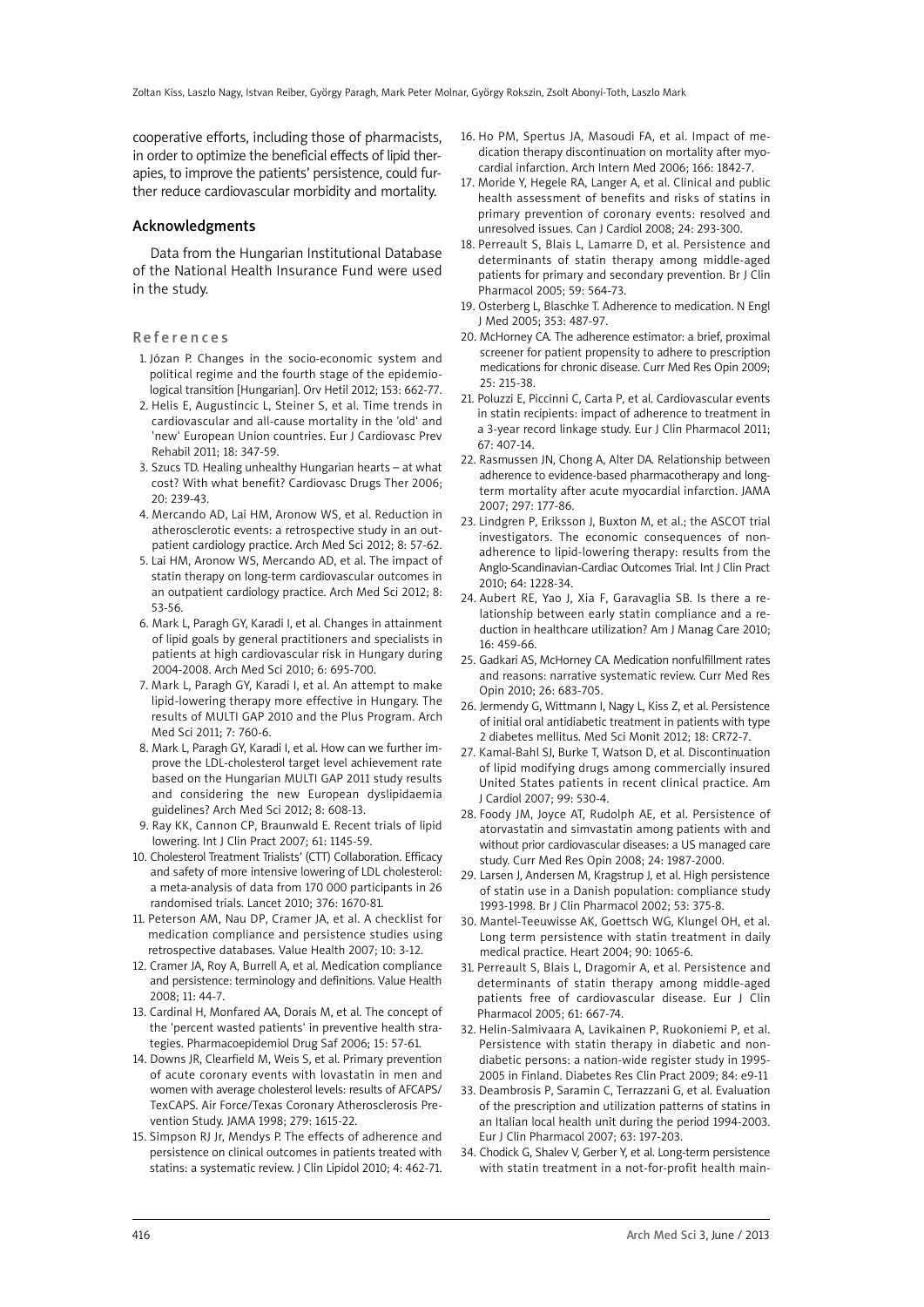cooperative efforts, including those of pharmacists, in order to optimize the beneficial effects of lipid therapies, to improve the patients' persistence, could further reduce cardiovascular morbidity and mortality.

## Acknowledgments

Data from the Hungarian Institutional Database of the National Health Insurance Fund were used in the study.

## References

1. Józan P. Changes in the socio-economic system and political regime and the fourth stage of the epidemiological transition [Hungarian]. Orv Hetil 2012; 153: 662-77.
2. Helis E, Augustincic L, Steiner S, et al. Time trends in cardiovascular and all-cause mortality in the 'old' and 'new' European Union countries. Eur J Cardiovasc Prev Rehabil 2011; 18: 347-59.
3. Szucs TD. Healing unhealthy Hungarian hearts – at what cost? With what benefit? Cardiovasc Drugs Ther 2006; 20: 239-43.
4. Mercando AD, Lai HM, Aronow WS, et al. Reduction in atherosclerotic events: a retrospective study in an outpatient cardiology practice. Arch Med Sci 2012; 8: 57-62.
5. Lai HM, Aronow WS, Mercando AD, et al. The impact of statin therapy on long-term cardiovascular outcomes in an outpatient cardiology practice. Arch Med Sci 2012; 8: 53-56.
6. Mark L, Paragh GY, Karadi I, et al. Changes in attainment of lipid goals by general practitioners and specialists in patients at high cardiovascular risk in Hungary during 2004-2008. Arch Med Sci 2010; 6: 695-700.
7. Mark L, Paragh GY, Karadi I, et al. An attempt to make lipid-lowering therapy more effective in Hungary. The results of MULTI GAP 2010 and the Plus Program. Arch Med Sci 2011; 7: 760-6.
8. Mark L, Paragh GY, Karadi I, et al. How can we further improve the LDL-cholesterol target level achievement rate based on the Hungarian MULTI GAP 2011 study results and considering the new European dyslipidaemia guidelines? Arch Med Sci 2012; 8: 608-13.
9. Ray KK, Cannon CP, Braunwald E. Recent trials of lipid lowering. Int J Clin Pract 2007; 61: 1145-59.
10. Cholesterol Treatment Trialists' (CTT) Collaboration. Efficacy and safety of more intensive lowering of LDL cholesterol: a meta-analysis of data from 170 000 participants in 26 randomised trials. Lancet 2010; 376: 1670-81.
11. Peterson AM, Nau DP, Cramer JA, et al. A checklist for medication compliance and persistence studies using retrospective databases. Value Health 2007; 10: 3-12.
12. Cramer JA, Roy A, Burrell A, et al. Medication compliance and persistence: terminology and definitions. Value Health 2008; 11: 44-7.
13. Cardinal H, Monfared AA, Dorais M, et al. The concept of the 'percent wasted patients' in preventive health strategies. Pharmacoepidemiol Drug Saf 2006; 15: 57-61.
14. Downs JR, Clearfield M, Weis S, et al. Primary prevention of acute coronary events with lovastatin in men and women with average cholesterol levels: results of AFCAPS/TexCAPS. Air Force/Texas Coronary Atherosclerosis Prevention Study. JAMA 1998; 279: 1615-22.
15. Simpson RJ Jr, Mendys P. The effects of adherence and persistence on clinical outcomes in patients treated with statins: a systematic review. J Clin Lipidol 2010; 4: 462-71.
16. Ho PM, Spertus JA, Masoudi FA, et al. Impact of medication therapy discontinuation on mortality after myocardial infarction. Arch Intern Med 2006; 166: 1842-7.
17. Moride Y, Hegele RA, Langer A, et al. Clinical and public health assessment of benefits and risks of statins in primary prevention of coronary events: resolved and unresolved issues. Can J Cardiol 2008; 24: 293-300.
18. Perreault S, Blais L, Lamarre D, et al. Persistence and determinants of statin therapy among middle-aged patients for primary and secondary prevention. Br J Clin Pharmacol 2005; 59: 564-73.
19. Osterberg L, Blaschke T. Adherence to medication. N Engl J Med 2005; 353: 487-97.
20. McHorney CA. The adherence estimator: a brief, proximal screener for patient propensity to adhere to prescription medications for chronic disease. Curr Med Res Opin 2009; 25: 215-38.
21. Poluzzi E, Piccinni C, Carta P, et al. Cardiovascular events in statin recipients: impact of adherence to treatment in a 3-year record linkage study. Eur J Clin Pharmacol 2011; 67: 407-14.
22. Rasmussen JN, Chong A, Alter DA. Relationship between adherence to evidence-based pharmacotherapy and long-term mortality after acute myocardial infarction. JAMA 2007; 297: 177-86.
23. Lindgren P, Eriksson J, Buxton M, et al.; the ASCOT trial investigators. The economic consequences of non-adherence to lipid-lowering therapy: results from the Anglo-Scandinavian-Cardiac Outcomes Trial. Int J Clin Pract 2010; 64: 1228-34.
24. Aubert RE, Yao J, Xia F, Garavaglia SB. Is there a relationship between early statin compliance and a reduction in healthcare utilization? Am J Manag Care 2010; 16: 459-66.
25. Gadkari AS, McHorney CA. Medication nonfulfillment rates and reasons: narrative systematic review. Curr Med Res Opin 2010; 26: 683-705.
26. Jermendy G, Wittmann I, Nagy L, Kiss Z, et al. Persistence of initial oral antidiabetic treatment in patients with type 2 diabetes mellitus. Med Sci Monit 2012; 18: CR72-7.
27. Kamal-Bahl SJ, Burke T, Watson D, et al. Discontinuation of lipid modifying drugs among commercially insured United States patients in recent clinical practice. Am J Cardiol 2007; 99: 530-4.
28. Foody JM, Joyce AT, Rudolph AE, et al. Persistence of atorvastatin and simvastatin among patients with and without prior cardiovascular diseases: a US managed care study. Curr Med Res Opin 2008; 24: 1987-2000.
29. Larsen J, Andersen M, Kragstrup J, et al. High persistence of statin use in a Danish population: compliance study 1993-1998. Br J Clin Pharmacol 2002; 53: 375-8.
30. Mantel-Teeuwisse AK, Goettsch WG, Klungel OH, et al. Long term persistence with statin treatment in daily medical practice. Heart 2004; 90: 1065-6.
31. Perreault S, Blais L, Dragomir A, et al. Persistence and determinants of statin therapy among middle-aged patients free of cardiovascular disease. Eur J Clin Pharmacol 2005; 61: 667-74.
32. Helin-Salmivaara A, Lavikainen P, Ruokoniemi P, et al. Persistence with statin therapy in diabetic and non-diabetic persons: a nation-wide register study in 1995-2005 in Finland. Diabetes Res Clin Pract 2009; 84: e9-11
33. Deambrosis P, Saramin C, Terrazzani G, et al. Evaluation of the prescription and utilization patterns of statins in an Italian local health unit during the period 1994-2003. Eur J Clin Pharmacol 2007; 63: 197-203.
34. Chodick G, Shalev V, Gerber Y, et al. Long-term persistence with statin treatment in a not-for-profit health main-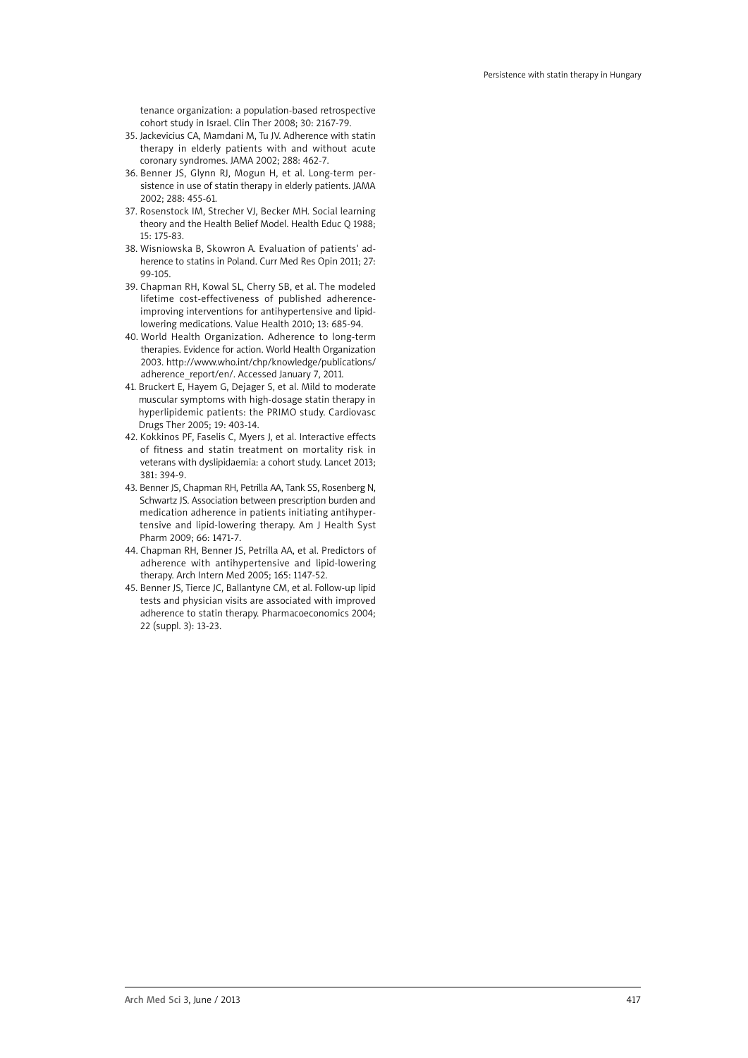tenance organization: a population-based retrospective cohort study in Israel. Clin Ther 2008; 30: 2167-79.

35. Jackevicius CA, Mamdani M, Tu JV. Adherence with statin therapy in elderly patients with and without acute coronary syndromes. JAMA 2002; 288: 462-7.
36. Benner JS, Glynn RJ, Mogun H, et al. Long-term persistence in use of statin therapy in elderly patients. JAMA 2002; 288: 455-61.
37. Rosenstock IM, Strecher VJ, Becker MH. Social learning theory and the Health Belief Model. Health Educ Q 1988; 15: 175-83.
38. Wisniowska B, Skowron A. Evaluation of patients' adherence to statins in Poland. Curr Med Res Opin 2011; 27: 99-105.
39. Chapman RH, Kowal SL, Cherry SB, et al. The modeled lifetime cost-effectiveness of published adherence-improving interventions for antihypertensive and lipid-lowering medications. Value Health 2010; 13: 685-94.
40. World Health Organization. Adherence to long-term therapies. Evidence for action. World Health Organization 2003. http://www.who.int/chp/knowledge/publications/adherence_report/en/. Accessed January 7, 2011.
41. Bruckert E, Hayem G, Dejager S, et al. Mild to moderate muscular symptoms with high-dosage statin therapy in hyperlipidemic patients: the PRIMO study. Cardiovasc Drugs Ther 2005; 19: 403-14.
42. Kokkinos PF, Faselis C, Myers J, et al. Interactive effects of fitness and statin treatment on mortality risk in veterans with dyslipidaemia: a cohort study. Lancet 2013; 381: 394-9.
43. Benner JS, Chapman RH, Petrilla AA, Tank SS, Rosenberg N, Schwartz JS. Association between prescription burden and medication adherence in patients initiating antihypertensive and lipid-lowering therapy. Am J Health Syst Pharm 2009; 66: 1471-7.
44. Chapman RH, Benner JS, Petrilla AA, et al. Predictors of adherence with antihypertensive and lipid-lowering therapy. Arch Intern Med 2005; 165: 1147-52.
45. Benner JS, Tierce JC, Ballantyne CM, et al. Follow-up lipid tests and physician visits are associated with improved adherence to statin therapy. Pharmacoeconomics 2004; 22 (suppl. 3): 13-23.